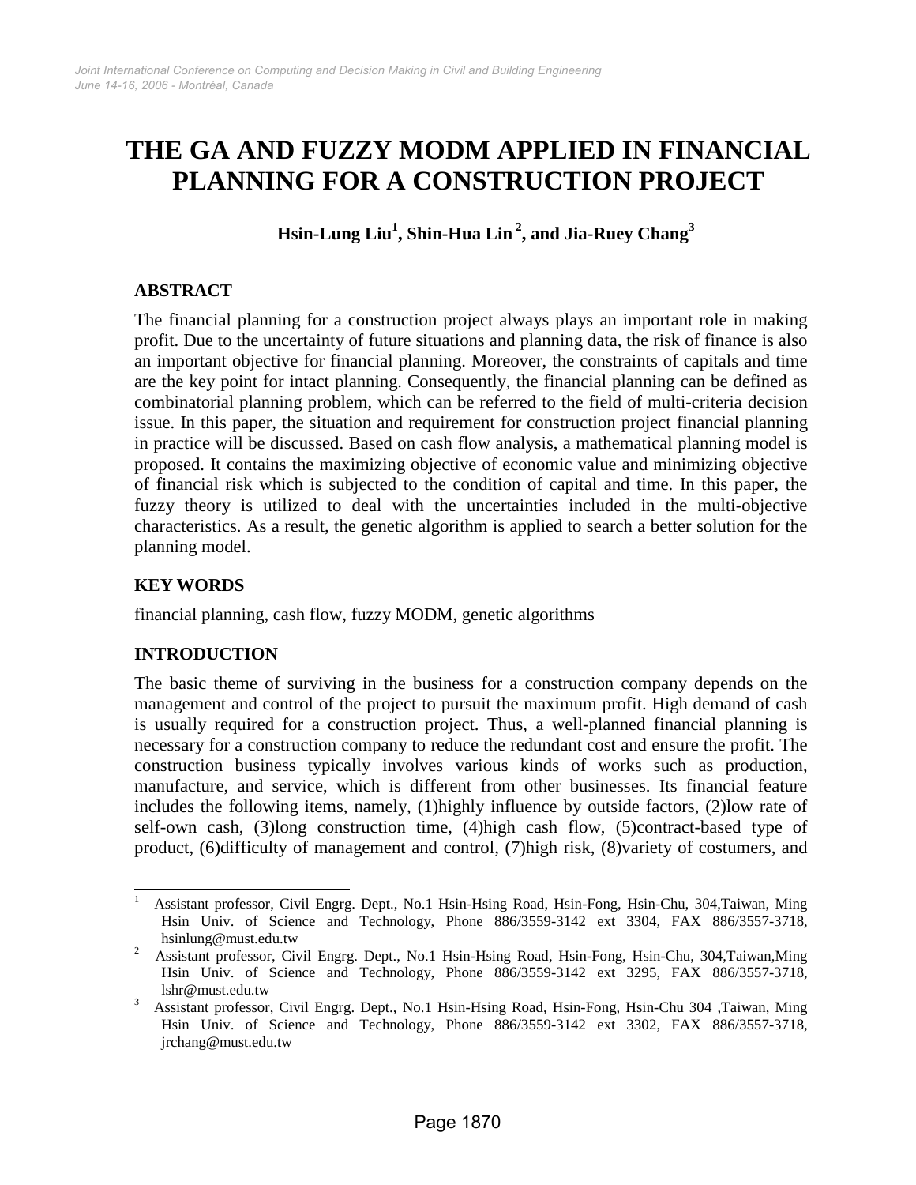# THE GA AND FUZZY MODM APPLIED IN FINANCIAL PLANNING FOR A CONSTRUCTION PROJECT

**Hsin-Lung Liu[1], Shin-Hua Lin [2], and Jia-Ruey Chang[3]**

## ABSTRACT

The financial planning for a construction project always plays an important role in making profit. Due to the uncertainty of future situations and planning data, the risk of finance is also an important objective for financial planning. Moreover, the constraints of capitals and time are the key point for intact planning. Consequently, the financial planning can be defined as combinatorial planning problem, which can be referred to the field of multi-criteria decision issue. In this paper, the situation and requirement for construction project financial planning in practice will be discussed. Based on cash flow analysis, a mathematical planning model is proposed. It contains the maximizing objective of economic value and minimizing objective of financial risk which is subjected to the condition of capital and time. In this paper, the fuzzy theory is utilized to deal with the uncertainties included in the multi-objective characteristics. As a result, the genetic algorithm is applied to search a better solution for the planning model.

## KEY WORDS

financial planning, cash flow, fuzzy MODM, genetic algorithms

## INTRODUCTION

The basic theme of surviving in the business for a construction company depends on the management and control of the project to pursuit the maximum profit. High demand of cash is usually required for a construction project. Thus, a well-planned financial planning is necessary for a construction company to reduce the redundant cost and ensure the profit. The construction business typically involves various kinds of works such as production, manufacture, and service, which is different from other businesses. Its financial feature includes the following items, namely, (1)highly influence by outside factors, (2)low rate of self-own cash, (3)long construction time, (4)high cash flow, (5)contract-based type of product, (6)difficulty of management and control, (7)high risk, (8)variety of costumers, and

---

[1] Assistant professor, Civil Engrg. Dept., No.1 Hsin-Hsing Road, Hsin-Fong, Hsin-Chu, 304,Taiwan, Ming Hsin Univ. of Science and Technology, Phone 886/3559-3142 ext 3304, FAX 886/3557-3718, hsinlung@must.edu.tw

[2] Assistant professor, Civil Engrg. Dept., No.1 Hsin-Hsing Road, Hsin-Fong, Hsin-Chu, 304,Taiwan,Ming Hsin Univ. of Science and Technology, Phone 886/3559-3142 ext 3295, FAX 886/3557-3718, lshr@must.edu.tw

[3] Assistant professor, Civil Engrg. Dept., No.1 Hsin-Hsing Road, Hsin-Fong, Hsin-Chu 304 ,Taiwan, Ming Hsin Univ. of Science and Technology, Phone 886/3559-3142 ext 3302, FAX 886/3557-3718, jrchang@must.edu.tw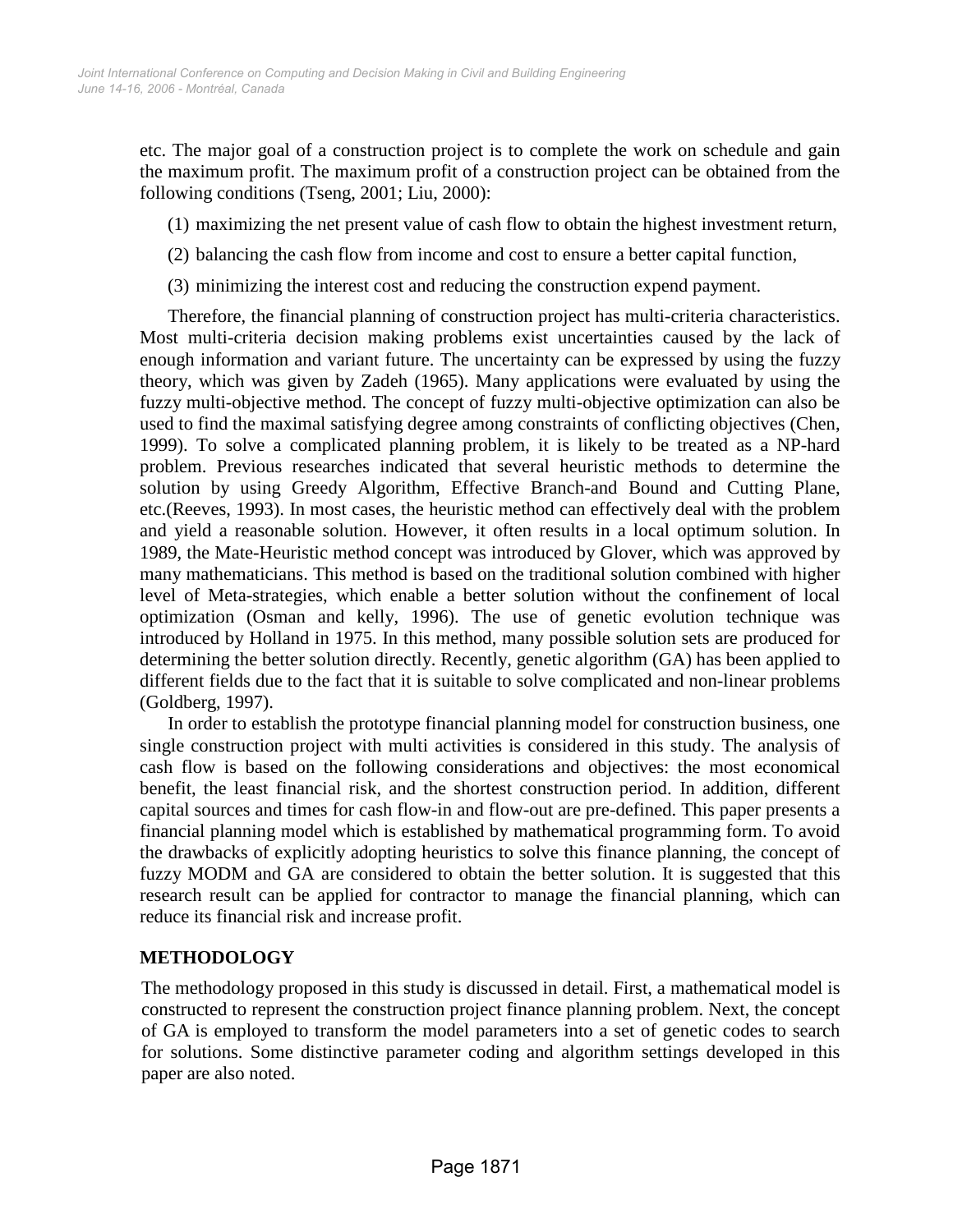etc. The major goal of a construction project is to complete the work on schedule and gain the maximum profit. The maximum profit of a construction project can be obtained from the following conditions (Tseng, 2001; Liu, 2000):

(1) maximizing the net present value of cash flow to obtain the highest investment return,

(2) balancing the cash flow from income and cost to ensure a better capital function,

(3) minimizing the interest cost and reducing the construction expend payment.

Therefore, the financial planning of construction project has multi-criteria characteristics. Most multi-criteria decision making problems exist uncertainties caused by the lack of enough information and variant future. The uncertainty can be expressed by using the fuzzy theory, which was given by Zadeh (1965). Many applications were evaluated by using the fuzzy multi-objective method. The concept of fuzzy multi-objective optimization can also be used to find the maximal satisfying degree among constraints of conflicting objectives (Chen, 1999). To solve a complicated planning problem, it is likely to be treated as a NP-hard problem. Previous researches indicated that several heuristic methods to determine the solution by using Greedy Algorithm, Effective Branch-and Bound and Cutting Plane, etc.(Reeves, 1993). In most cases, the heuristic method can effectively deal with the problem and yield a reasonable solution. However, it often results in a local optimum solution. In 1989, the Mate-Heuristic method concept was introduced by Glover, which was approved by many mathematicians. This method is based on the traditional solution combined with higher level of Meta-strategies, which enable a better solution without the confinement of local optimization (Osman and kelly, 1996). The use of genetic evolution technique was introduced by Holland in 1975. In this method, many possible solution sets are produced for determining the better solution directly. Recently, genetic algorithm (GA) has been applied to different fields due to the fact that it is suitable to solve complicated and non-linear problems (Goldberg, 1997).

In order to establish the prototype financial planning model for construction business, one single construction project with multi activities is considered in this study. The analysis of cash flow is based on the following considerations and objectives: the most economical benefit, the least financial risk, and the shortest construction period. In addition, different capital sources and times for cash flow-in and flow-out are pre-defined. This paper presents a financial planning model which is established by mathematical programming form. To avoid the drawbacks of explicitly adopting heuristics to solve this finance planning, the concept of fuzzy MODM and GA are considered to obtain the better solution. It is suggested that this research result can be applied for contractor to manage the financial planning, which can reduce its financial risk and increase profit.

## METHODOLOGY

The methodology proposed in this study is discussed in detail. First, a mathematical model is constructed to represent the construction project finance planning problem. Next, the concept of GA is employed to transform the model parameters into a set of genetic codes to search for solutions. Some distinctive parameter coding and algorithm settings developed in this paper are also noted.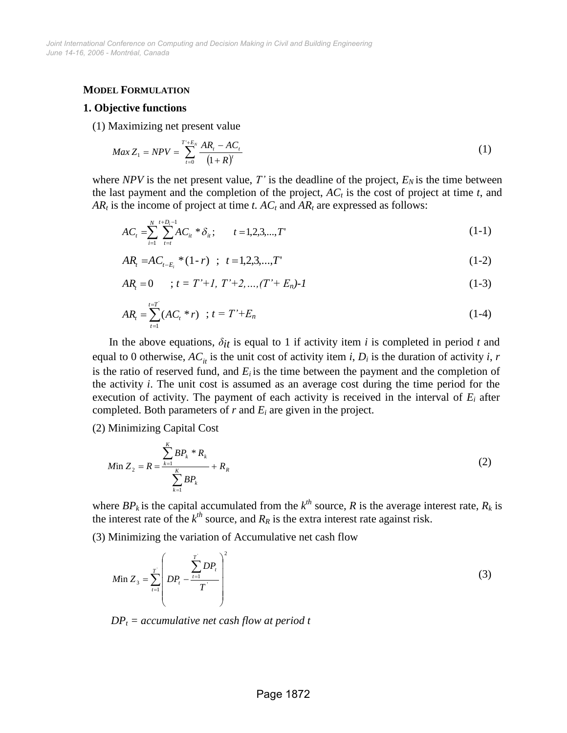**MODEL FORMULATION**

**1. Objective functions**

(1) Maximizing net present value

$$Max\, Z_1 = NPV = \sum_{t=0}^{T'+E_N} \frac{AR_t - AC_t}{(1+R)^t} \tag{1}$$

where $NPV$ is the net present value, $T'$ is the deadline of the project, $E_N$ is the time between the last payment and the completion of the project, $AC_t$ is the cost of project at time $t$, and $AR_t$ is the income of project at time $t$. $AC_t$ and $AR_t$ are expressed as follows:

$$AC_t = \sum_{i=1}^{N} \sum_{t=t}^{t+D_i-1} AC_{it} * \delta_{it}; \qquad t = 1,2,3,...,T' \tag{1-1}$$

$$AR_t = AC_{t-E_i} * (1-r) \;\; ; \;\; t = 1,2,3,...,T' \tag{1-2}$$

$$AR_t = 0 \qquad ; t = T'+1, T'+2, ..., (T'+E_n)-1 \tag{1-3}$$

$$AR_t = \sum_{t=1}^{t=T'} (AC_t * r) \;\; ; t = T'+E_n \tag{1-4}$$

In the above equations, $\delta_{it}$ is equal to 1 if activity item $i$ is completed in period $t$ and equal to 0 otherwise, $AC_{it}$ is the unit cost of activity item $i$, $D_i$ is the duration of activity $i$, $r$ is the ratio of reserved fund, and $E_i$ is the time between the payment and the completion of the activity $i$. The unit cost is assumed as an average cost during the time period for the execution of activity. The payment of each activity is received in the interval of $E_i$ after completed. Both parameters of $r$ and $E_i$ are given in the project.

(2) Minimizing Capital Cost

$$Min\, Z_2 = R = \frac{\sum_{k=1}^{K} BP_k * R_k}{\sum_{k=1}^{K} BP_k} + R_R \tag{2}$$

where $BP_k$ is the capital accumulated from the $k^{th}$ source, $R$ is the average interest rate, $R_k$ is the interest rate of the $k^{th}$ source, and $R_R$ is the extra interest rate against risk.

(3) Minimizing the variation of Accumulative net cash flow

$$Min\, Z_3 = \sum_{t=1}^{T'} \left( DP_t - \frac{\sum_{t=1}^{T'} DP_t}{T'} \right)^2 \tag{3}$$

*$DP_t$ = accumulative net cash flow at period t*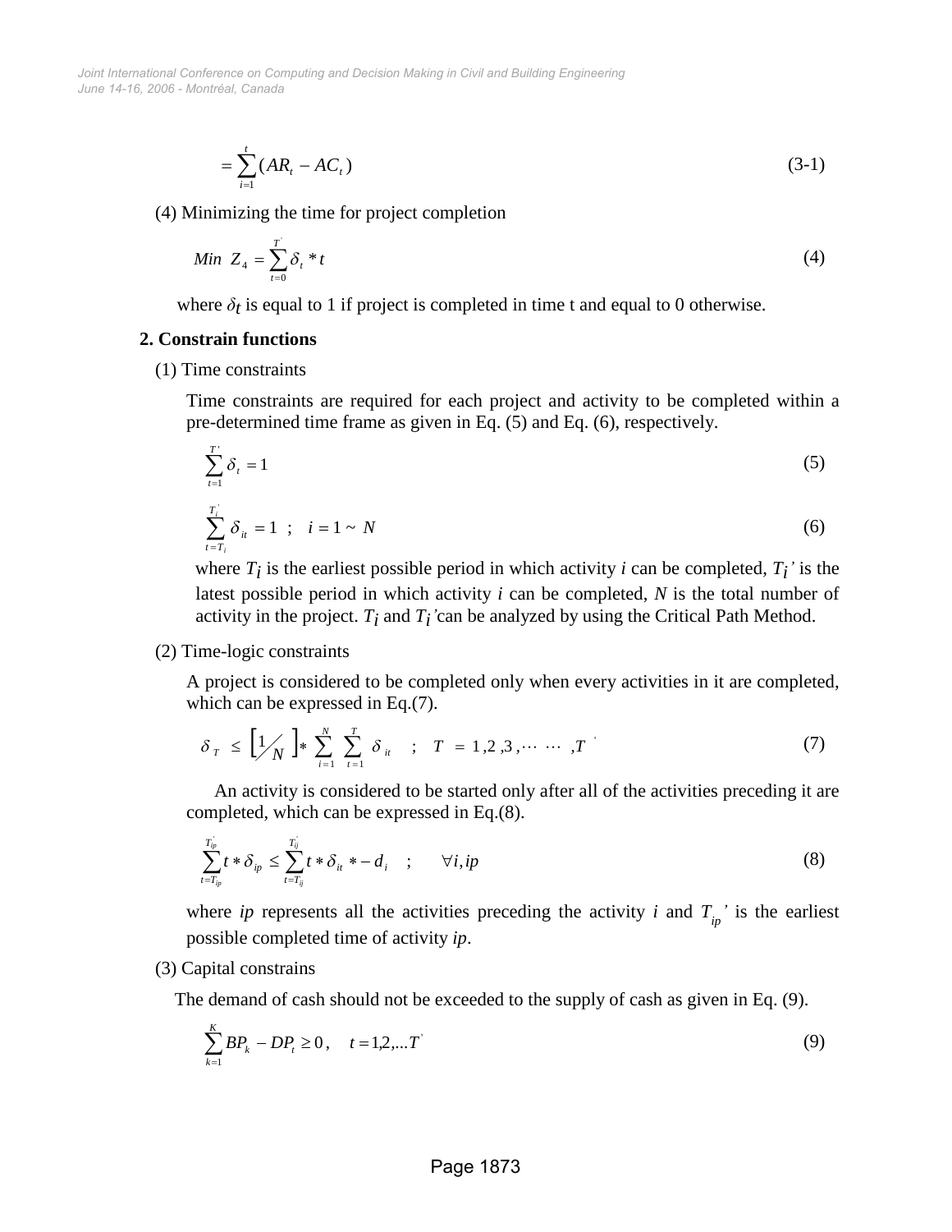$$= \sum_{i=1}^{t} (AR_t - AC_t) \tag{3-1}$$

(4) Minimizing the time for project completion

$$Min \ Z_4 = \sum_{t=0}^{T'} \delta_t * t \tag{4}$$

where $\delta_t$ is equal to 1 if project is completed in time t and equal to 0 otherwise.

**2. Constrain functions**

(1) Time constraints

Time constraints are required for each project and activity to be completed within a pre-determined time frame as given in Eq. (5) and Eq. (6), respectively.

$$\sum_{t=1}^{T'} \delta_t = 1 \tag{5}$$

$$\sum_{t=T_i}^{T_i'} \delta_{it} = 1 \quad ; \quad i = 1 \sim N \tag{6}$$

where $T_i$ is the earliest possible period in which activity *i* can be completed, $T_i$*'* is the latest possible period in which activity *i* can be completed, *N* is the total number of activity in the project. $T_i$ and $T_i$*'* can be analyzed by using the Critical Path Method.

(2) Time-logic constraints

A project is considered to be completed only when every activities in it are completed, which can be expressed in Eq.(7).

$$\delta_T \leq \left[ 1/N \right] * \sum_{i=1}^{N} \sum_{t=1}^{T} \delta_{it} \quad ; \quad T = 1, 2, 3, \cdots \cdots, T' \tag{7}$$

An activity is considered to be started only after all of the activities preceding it are completed, which can be expressed in Eq.(8).

$$\sum_{t=T_{ip}}^{T_{ip}'} t * \delta_{ip} \leq \sum_{t=T_{ij}}^{T_{ij}'} t * \delta_{it} * -d_i \quad ; \quad \forall i, ip \tag{8}$$

where *ip* represents all the activities preceding the activity *i* and $T_{ip}$*'* is the earliest possible completed time of activity *ip*.

(3) Capital constrains

The demand of cash should not be exceeded to the supply of cash as given in Eq. (9).

$$\sum_{k=1}^{K} BP_k - DP_t \geq 0, \quad t = 1, 2, \ldots T' \tag{9}$$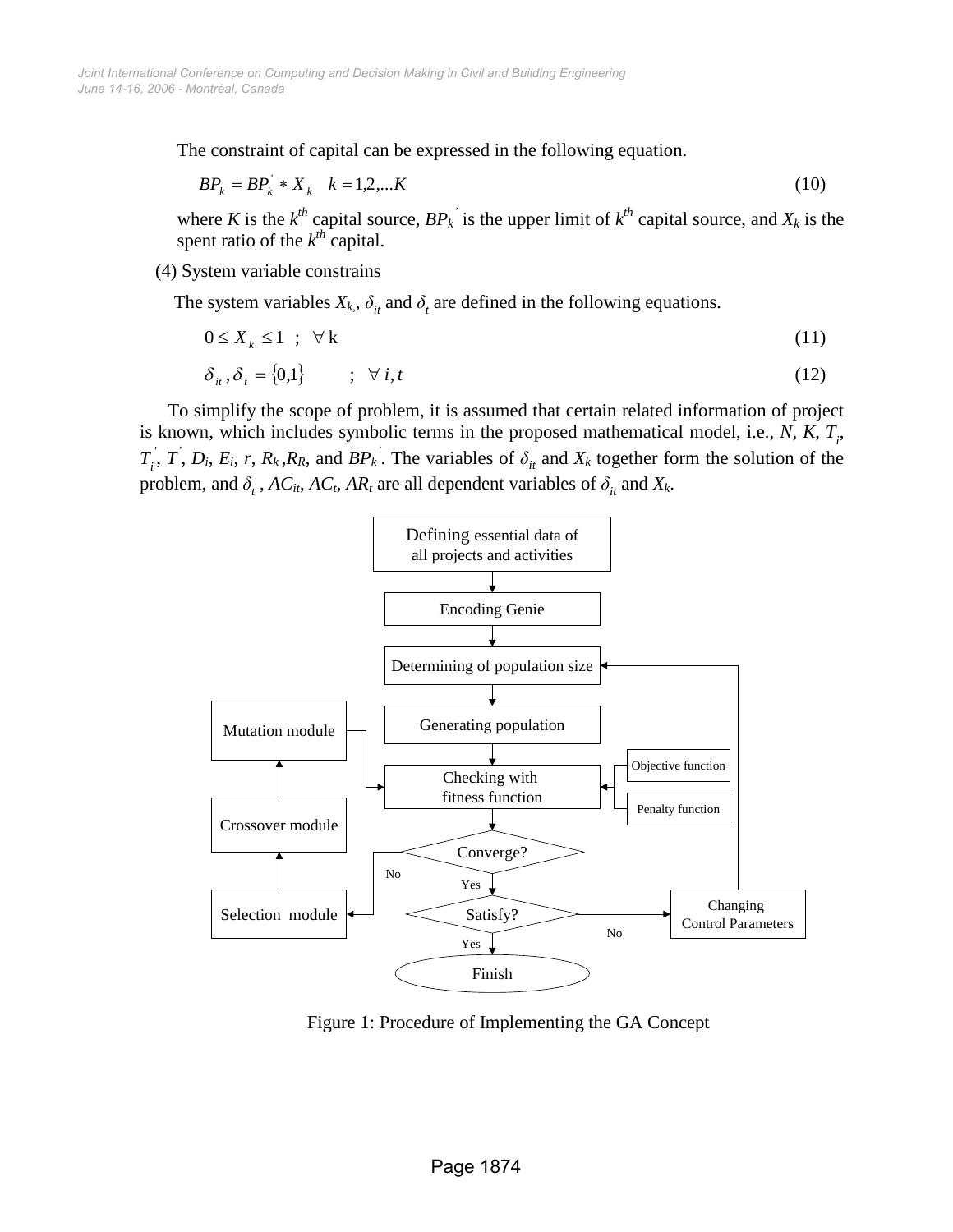The constraint of capital can be expressed in the following equation.

$$BP_k = BP_k^{'} * X_k \quad k = 1,2,...K \tag{10}$$

where $K$ is the $k^{th}$ capital source, $BP_k^{'}$ is the upper limit of $k^{th}$ capital source, and $X_k$ is the spent ratio of the $k^{th}$ capital.

(4) System variable constrains

The system variables $X_k$, $\delta_{it}$ and $\delta_t$ are defined in the following equations.

$$0 \le X_k \le 1 \quad ; \quad \forall \text{ k} \tag{11}$$

$$\delta_{it}, \delta_t = \{0,1\} \quad ; \quad \forall \ i, t \tag{12}$$

To simplify the scope of problem, it is assumed that certain related information of project is known, which includes symbolic terms in the proposed mathematical model, i.e., $N$, $K$, $T_i$, $T_i^{'}$, $T^{'}$, $D_i$, $E_i$, $r$, $R_k$, $R_R$, and $BP_k^{'}$. The variables of $\delta_{it}$ and $X_k$ together form the solution of the problem, and $\delta_t$, $AC_{it}$, $AC_t$, $AR_t$ are all dependent variables of $\delta_{it}$ and $X_k$.

Defining essential data of all projects and activities → Encoding Genie → Determining of population size → Generating population → Checking with fitness function (Objective function, Penalty function) → Converge? (No → Selection module → Crossover module → Mutation module → Checking with fitness function; Yes → Satisfy?) → Satisfy? (No → Changing Control Parameters → Determining of population size; Yes → Finish)

Figure 1: Procedure of Implementing the GA Concept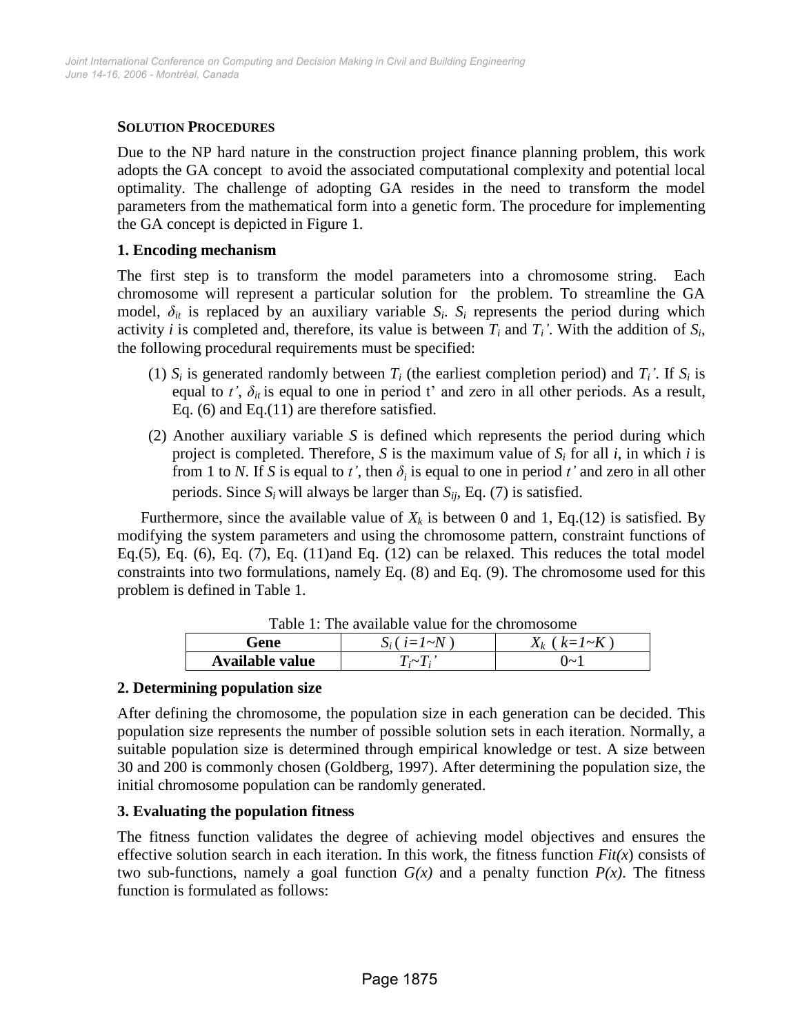### SOLUTION PROCEDURES

Due to the NP hard nature in the construction project finance planning problem, this work adopts the GA concept to avoid the associated computational complexity and potential local optimality. The challenge of adopting GA resides in the need to transform the model parameters from the mathematical form into a genetic form. The procedure for implementing the GA concept is depicted in Figure 1.

**1. Encoding mechanism**

The first step is to transform the model parameters into a chromosome string. Each chromosome will represent a particular solution for the problem. To streamline the GA model, $\delta_{it}$ is replaced by an auxiliary variable $S_i$. $S_i$ represents the period during which activity $i$ is completed and, therefore, its value is between $T_i$ and $T_i'$. With the addition of $S_i$, the following procedural requirements must be specified:

(1) $S_i$ is generated randomly between $T_i$ (the earliest completion period) and $T_i'$. If $S_i$ is equal to $t'$, $\delta_{it}$ is equal to one in period t' and zero in all other periods. As a result, Eq. (6) and Eq.(11) are therefore satisfied.

(2) Another auxiliary variable $S$ is defined which represents the period during which project is completed. Therefore, $S$ is the maximum value of $S_i$ for all $i$, in which $i$ is from 1 to $N$. If $S$ is equal to $t'$, then $\delta_i$ is equal to one in period $t'$ and zero in all other periods. Since $S_i$ will always be larger than $S_{ij}$, Eq. (7) is satisfied.

Furthermore, since the available value of $X_k$ is between 0 and 1, Eq.(12) is satisfied. By modifying the system parameters and using the chromosome pattern, constraint functions of Eq.(5), Eq. (6), Eq. (7), Eq. (11)and Eq. (12) can be relaxed. This reduces the total model constraints into two formulations, namely Eq. (8) and Eq. (9). The chromosome used for this problem is defined in Table 1.

Table 1: The available value for the chromosome

| Gene | $S_i$ ( $i$=1~$N$ ) | $X_k$ ( $k$=1~$K$ ) |
|---|---|---|
| **Available value** | $T_i$~$T_i'$ | 0~1 |

**2. Determining population size**

After defining the chromosome, the population size in each generation can be decided. This population size represents the number of possible solution sets in each iteration. Normally, a suitable population size is determined through empirical knowledge or test. A size between 30 and 200 is commonly chosen (Goldberg, 1997). After determining the population size, the initial chromosome population can be randomly generated.

**3. Evaluating the population fitness**

The fitness function validates the degree of achieving model objectives and ensures the effective solution search in each iteration. In this work, the fitness function $Fit(x)$ consists of two sub-functions, namely a goal function $G(x)$ and a penalty function $P(x)$. The fitness function is formulated as follows: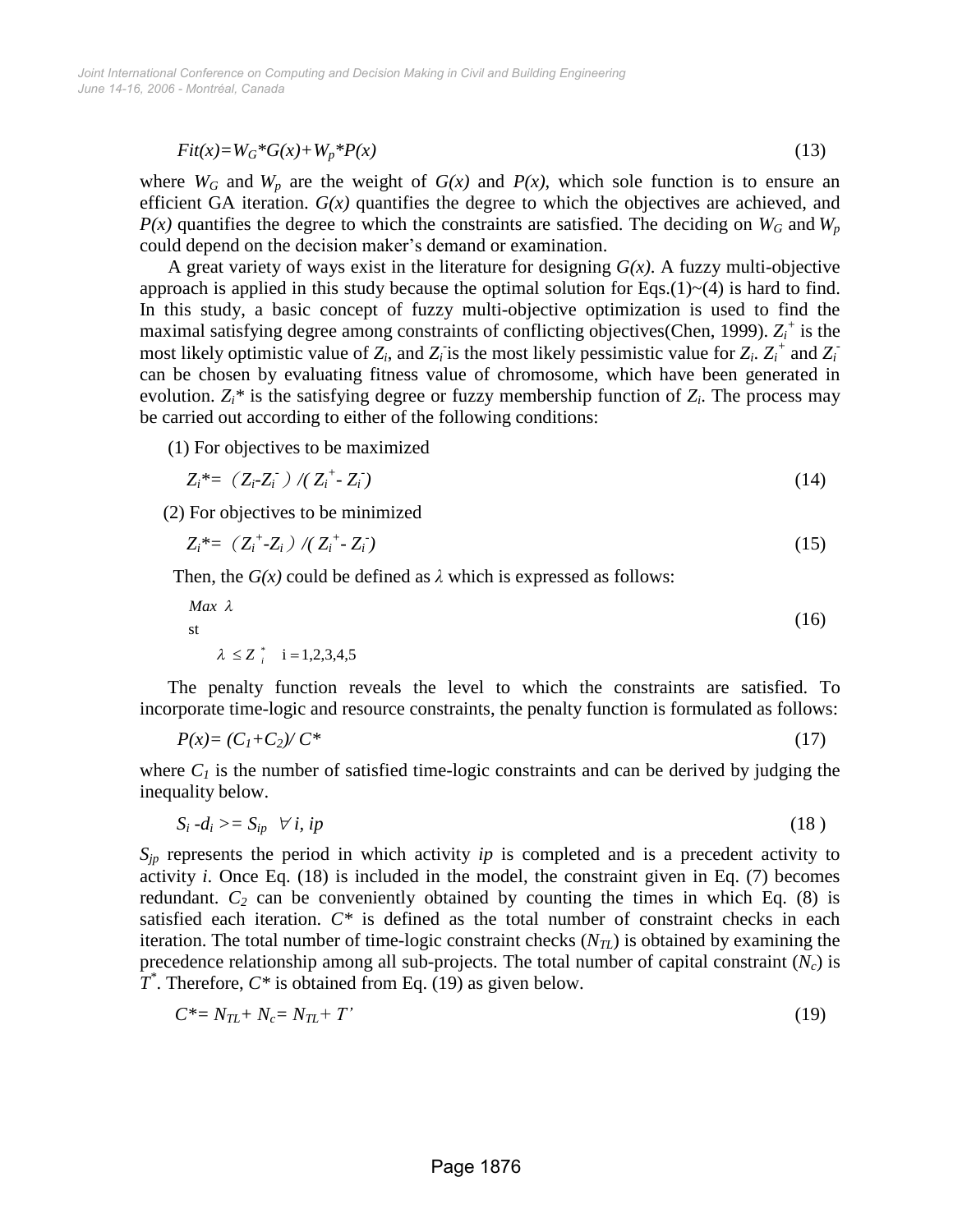$$Fit(x)=W_G*G(x)+W_p*P(x) \tag{13}$$

where $W_G$ and $W_p$ are the weight of $G(x)$ and $P(x)$, which sole function is to ensure an efficient GA iteration. $G(x)$ quantifies the degree to which the objectives are achieved, and $P(x)$ quantifies the degree to which the constraints are satisfied. The deciding on $W_G$ and $W_p$ could depend on the decision maker's demand or examination.

A great variety of ways exist in the literature for designing $G(x)$. A fuzzy multi-objective approach is applied in this study because the optimal solution for Eqs.(1)~(4) is hard to find. In this study, a basic concept of fuzzy multi-objective optimization is used to find the maximal satisfying degree among constraints of conflicting objectives(Chen, 1999). $Z_i^+$ is the most likely optimistic value of $Z_i$, and $Z_i^-$ is the most likely pessimistic value for $Z_i$. $Z_i^+$ and $Z_i^-$ can be chosen by evaluating fitness value of chromosome, which have been generated in evolution. $Z_i^*$ is the satisfying degree or fuzzy membership function of $Z_i$. The process may be carried out according to either of the following conditions:

(1) For objectives to be maximized

$$Z_i^* = (Z_i - Z_i^-)/(Z_i^+ - Z_i^-) \tag{14}$$

(2) For objectives to be minimized

$$Z_i^* = (Z_i^+ - Z_i)/(Z_i^+ - Z_i^-) \tag{15}$$

Then, the $G(x)$ could be defined as $\lambda$ which is expressed as follows:

$$\begin{aligned} &Max\ \lambda \\ &\text{st} \\ &\quad \lambda \le Z_i^* \quad i = 1,2,3,4,5 \end{aligned} \tag{16}$$

The penalty function reveals the level to which the constraints are satisfied. To incorporate time-logic and resource constraints, the penalty function is formulated as follows:

$$P(x)= (C_1+C_2)/ C^* \tag{17}$$

where $C_1$ is the number of satisfied time-logic constraints and can be derived by judging the inequality below.

$$S_i - d_i >= S_{ip} \quad \forall\, i, ip \tag{18}$$

$S_{jp}$ represents the period in which activity *ip* is completed and is a precedent activity to activity *i*. Once Eq. (18) is included in the model, the constraint given in Eq. (7) becomes redundant. $C_2$ can be conveniently obtained by counting the times in which Eq. (8) is satisfied each iteration. $C^*$ is defined as the total number of constraint checks in each iteration. The total number of time-logic constraint checks ($N_{TL}$) is obtained by examining the precedence relationship among all sub-projects. The total number of capital constraint ($N_c$) is $T^*$. Therefore, $C^*$ is obtained from Eq. (19) as given below.

$$C^* = N_{TL} + N_c = N_{TL} + T' \tag{19}$$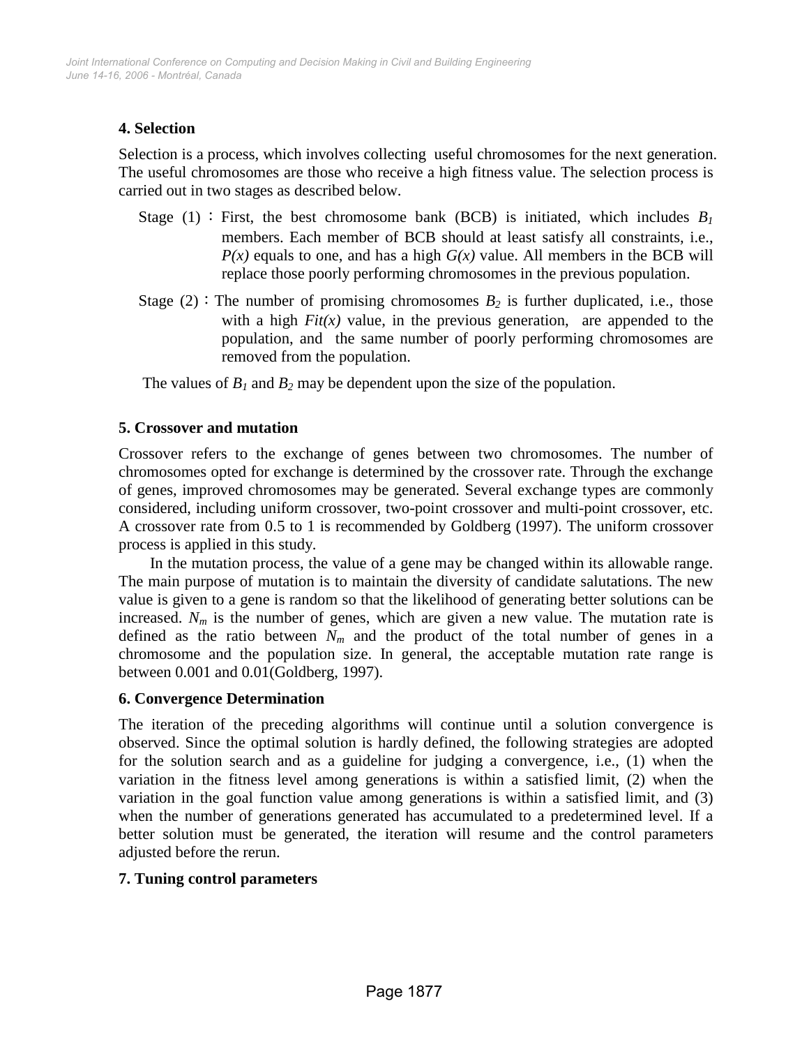## 4. Selection

Selection is a process, which involves collecting useful chromosomes for the next generation. The useful chromosomes are those who receive a high fitness value. The selection process is carried out in two stages as described below.

Stage (1)：First, the best chromosome bank (BCB) is initiated, which includes $B_1$ members. Each member of BCB should at least satisfy all constraints, i.e., $P(x)$ equals to one, and has a high $G(x)$ value. All members in the BCB will replace those poorly performing chromosomes in the previous population.

Stage (2)：The number of promising chromosomes $B_2$ is further duplicated, i.e., those with a high $Fit(x)$ value, in the previous generation, are appended to the population, and the same number of poorly performing chromosomes are removed from the population.

The values of $B_1$ and $B_2$ may be dependent upon the size of the population.

## 5. Crossover and mutation

Crossover refers to the exchange of genes between two chromosomes. The number of chromosomes opted for exchange is determined by the crossover rate. Through the exchange of genes, improved chromosomes may be generated. Several exchange types are commonly considered, including uniform crossover, two-point crossover and multi-point crossover, etc. A crossover rate from 0.5 to 1 is recommended by Goldberg (1997). The uniform crossover process is applied in this study.

In the mutation process, the value of a gene may be changed within its allowable range. The main purpose of mutation is to maintain the diversity of candidate salutations. The new value is given to a gene is random so that the likelihood of generating better solutions can be increased. $N_m$ is the number of genes, which are given a new value. The mutation rate is defined as the ratio between $N_m$ and the product of the total number of genes in a chromosome and the population size. In general, the acceptable mutation rate range is between 0.001 and 0.01(Goldberg, 1997).

## 6. Convergence Determination

The iteration of the preceding algorithms will continue until a solution convergence is observed. Since the optimal solution is hardly defined, the following strategies are adopted for the solution search and as a guideline for judging a convergence, i.e., (1) when the variation in the fitness level among generations is within a satisfied limit, (2) when the variation in the goal function value among generations is within a satisfied limit, and (3) when the number of generations generated has accumulated to a predetermined level. If a better solution must be generated, the iteration will resume and the control parameters adjusted before the rerun.

## 7. Tuning control parameters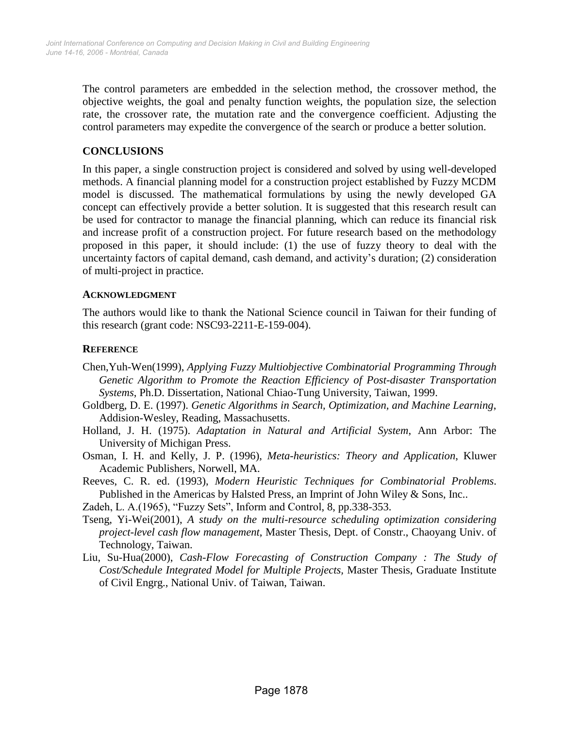The control parameters are embedded in the selection method, the crossover method, the objective weights, the goal and penalty function weights, the population size, the selection rate, the crossover rate, the mutation rate and the convergence coefficient. Adjusting the control parameters may expedite the convergence of the search or produce a better solution.

## CONCLUSIONS

In this paper, a single construction project is considered and solved by using well-developed methods. A financial planning model for a construction project established by Fuzzy MCDM model is discussed. The mathematical formulations by using the newly developed GA concept can effectively provide a better solution. It is suggested that this research result can be used for contractor to manage the financial planning, which can reduce its financial risk and increase profit of a construction project. For future research based on the methodology proposed in this paper, it should include: (1) the use of fuzzy theory to deal with the uncertainty factors of capital demand, cash demand, and activity's duration; (2) consideration of multi-project in practice.

### ACKNOWLEDGMENT

The authors would like to thank the National Science council in Taiwan for their funding of this research (grant code: NSC93-2211-E-159-004).

### REFERENCE

Chen,Yuh-Wen(1999), *Applying Fuzzy Multiobjective Combinatorial Programming Through Genetic Algorithm to Promote the Reaction Efficiency of Post-disaster Transportation Systems*, Ph.D. Dissertation, National Chiao-Tung University, Taiwan, 1999.

Goldberg, D. E. (1997). *Genetic Algorithms in Search, Optimization, and Machine Learning*, Addision-Wesley, Reading, Massachusetts.

Holland, J. H. (1975). *Adaptation in Natural and Artificial System*, Ann Arbor: The University of Michigan Press.

Osman, I. H. and Kelly, J. P. (1996), *Meta-heuristics: Theory and Application*, Kluwer Academic Publishers, Norwell, MA.

Reeves, C. R. ed. (1993), *Modern Heuristic Techniques for Combinatorial Problems*. Published in the Americas by Halsted Press, an Imprint of John Wiley & Sons, Inc..

Zadeh, L. A.(1965), "Fuzzy Sets", Inform and Control, 8, pp.338-353.

Tseng, Yi-Wei(2001), *A study on the multi-resource scheduling optimization considering project-level cash flow management*, Master Thesis, Dept. of Constr., Chaoyang Univ. of Technology, Taiwan.

Liu, Su-Hua(2000), *Cash-Flow Forecasting of Construction Company : The Study of Cost/Schedule Integrated Model for Multiple Projects,* Master Thesis, Graduate Institute of Civil Engrg., National Univ. of Taiwan, Taiwan.